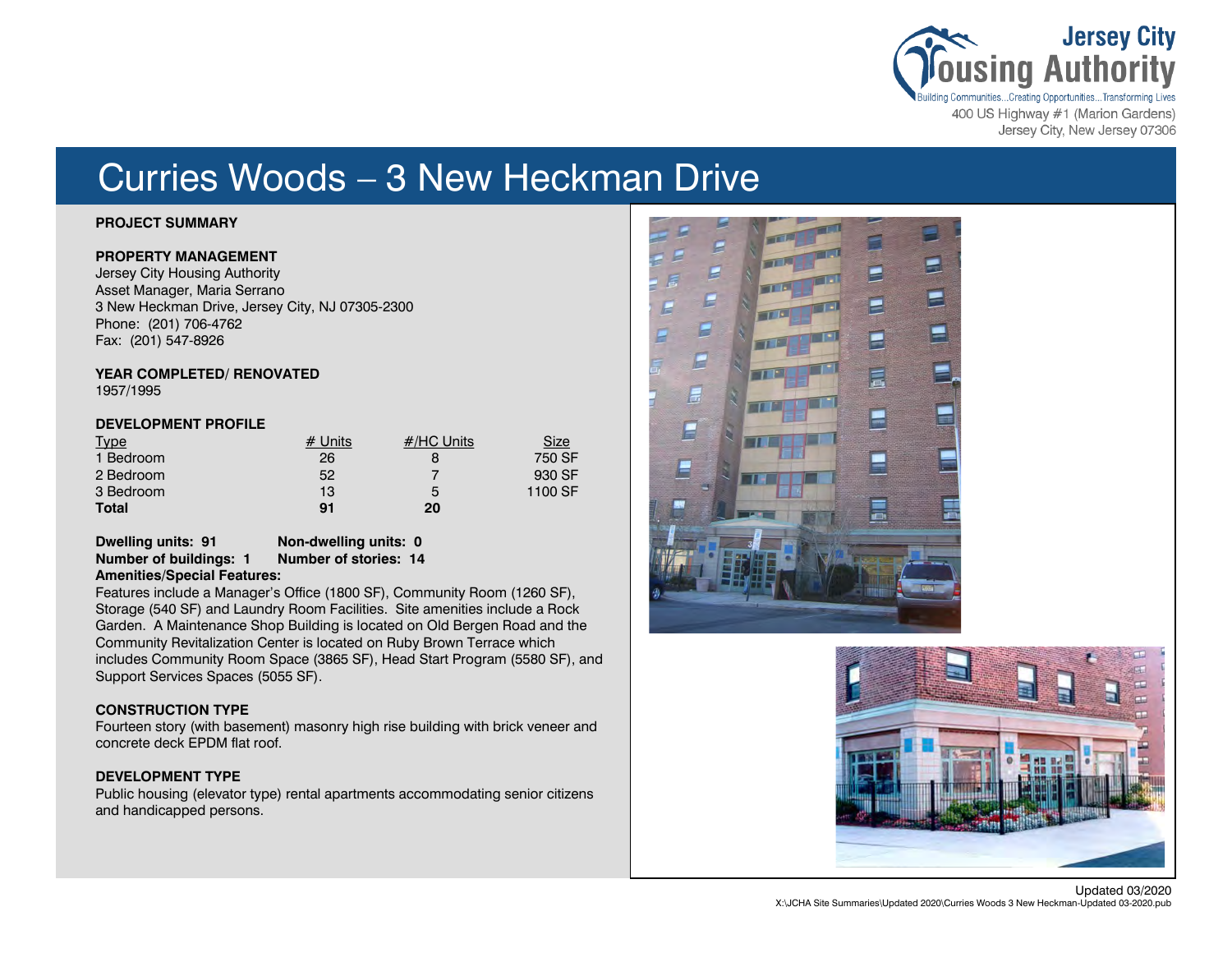Jersey City Housing Authority

Building Communities...Creating Opportunities...Transforming Lives

400 US Highway #1 (Marion Gardens)
Jersey City, New Jersey 07306

# Curries Woods – 3 New Heckman Drive

**PROJECT SUMMARY**

**PROPERTY MANAGEMENT**

Jersey City Housing Authority
Asset Manager, Maria Serrano
3 New Heckman Drive, Jersey City, NJ 07305-2300
Phone: (201) 706-4762
Fax: (201) 547-8926

**YEAR COMPLETED/ RENOVATED**

1957/1995

**DEVELOPMENT PROFILE**

| Type | # Units | #/HC Units | Size |
|---|---|---|---|
| 1 Bedroom | 26 | 8 | 750 SF |
| 2 Bedroom | 52 | 7 | 930 SF |
| 3 Bedroom | 13 | 5 | 1100 SF |
| **Total** | **91** | **20** | |

**Dwelling units: 91** **Non-dwelling units: 0**
**Number of buildings: 1** **Number of stories: 14**

**Amenities/Special Features:**

Features include a Manager's Office (1800 SF), Community Room (1260 SF), Storage (540 SF) and Laundry Room Facilities. Site amenities include a Rock Garden. A Maintenance Shop Building is located on Old Bergen Road and the Community Revitalization Center is located on Ruby Brown Terrace which includes Community Room Space (3865 SF), Head Start Program (5580 SF), and Support Services Spaces (5055 SF).

**CONSTRUCTION TYPE**

Fourteen story (with basement) masonry high rise building with brick veneer and concrete deck EPDM flat roof.

**DEVELOPMENT TYPE**

Public housing (elevator type) rental apartments accommodating senior citizens and handicapped persons.

Updated 03/2020
X:\JCHA Site Summaries\Updated 2020\Curries Woods 3 New Heckman-Updated 03-2020.pub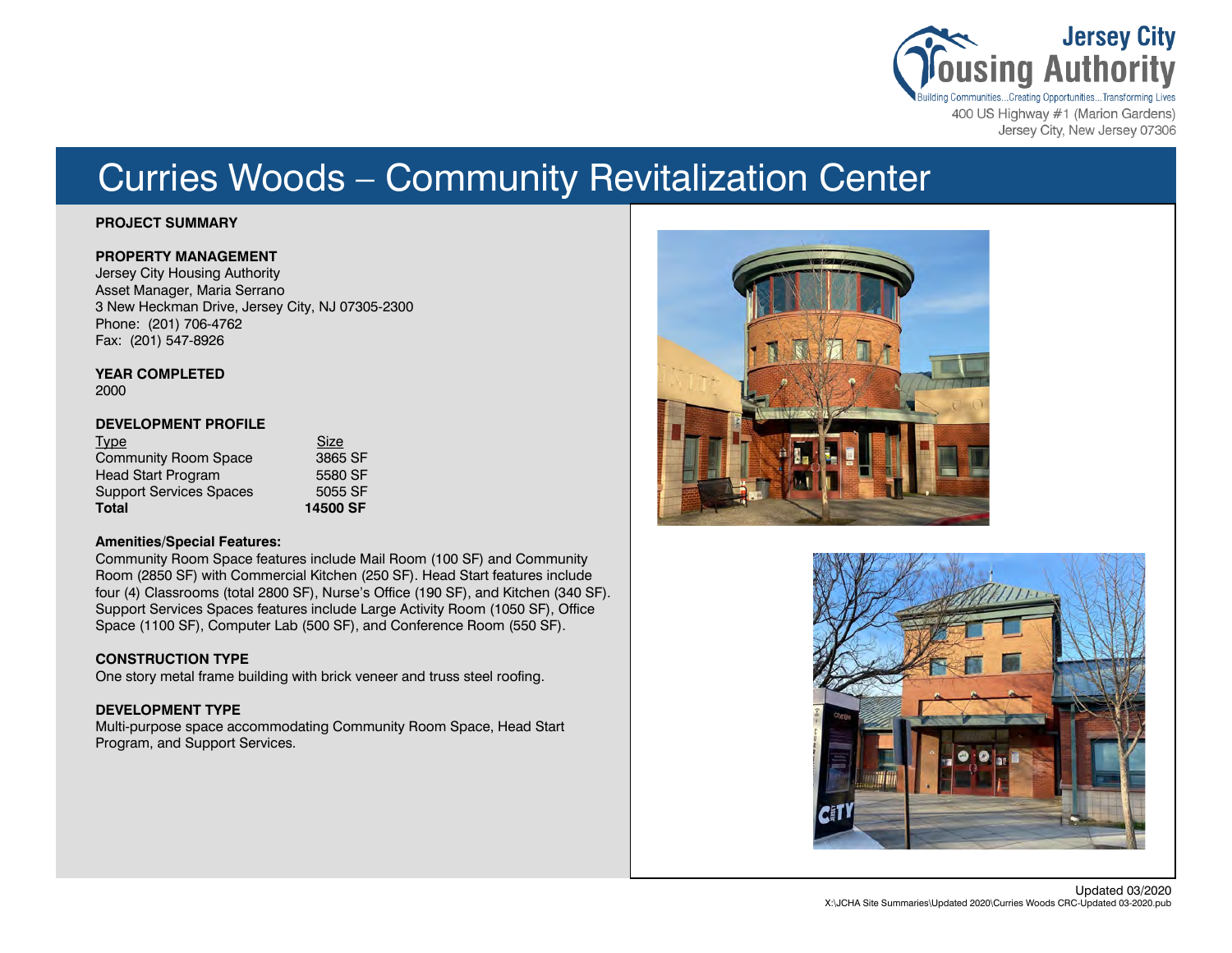# Curries Woods – Community Revitalization Center

**PROJECT SUMMARY**

**PROPERTY MANAGEMENT**
Jersey City Housing Authority
Asset Manager, Maria Serrano
3 New Heckman Drive, Jersey City, NJ 07305-2300
Phone: (201) 706-4762
Fax: (201) 547-8926

**YEAR COMPLETED**
2000

**DEVELOPMENT PROFILE**

| Type | Size |
|---|---|
| Community Room Space | 3865 SF |
| Head Start Program | 5580 SF |
| Support Services Spaces | 5055 SF |
| **Total** | **14500 SF** |

**Amenities/Special Features:**
Community Room Space features include Mail Room (100 SF) and Community Room (2850 SF) with Commercial Kitchen (250 SF). Head Start features include four (4) Classrooms (total 2800 SF), Nurse's Office (190 SF), and Kitchen (340 SF). Support Services Spaces features include Large Activity Room (1050 SF), Office Space (1100 SF), Computer Lab (500 SF), and Conference Room (550 SF).

**CONSTRUCTION TYPE**
One story metal frame building with brick veneer and truss steel roofing.

**DEVELOPMENT TYPE**
Multi-purpose space accommodating Community Room Space, Head Start Program, and Support Services.

Updated 03/2020
X:\JCHA Site Summaries\Updated 2020\Curries Woods CRC-Updated 03-2020.pub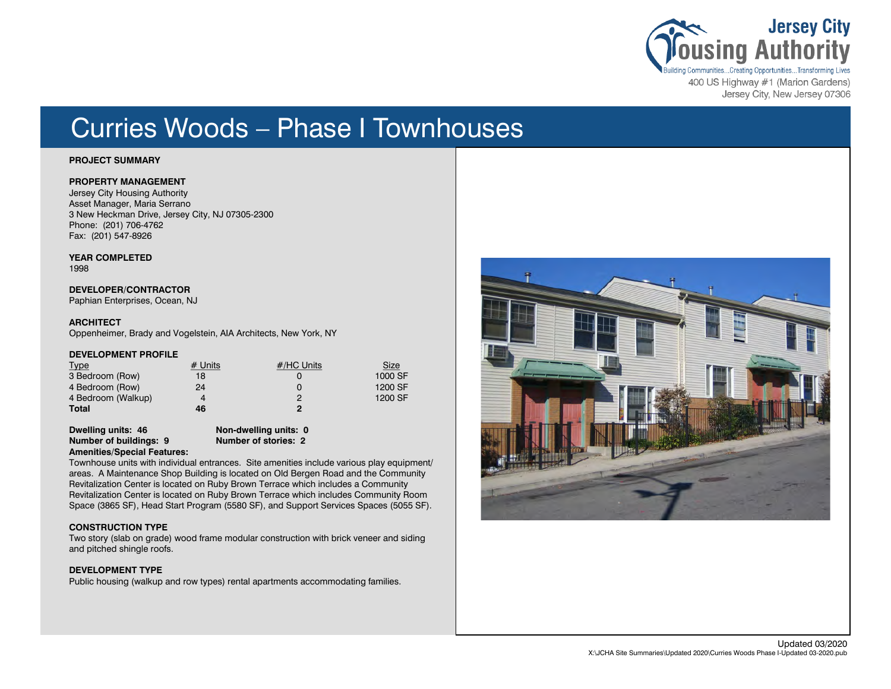Jersey City Housing Authority
Building Communities...Creating Opportunities...Transforming Lives
400 US Highway #1 (Marion Gardens)
Jersey City, New Jersey 07306

# Curries Woods – Phase I Townhouses

**PROJECT SUMMARY**

**PROPERTY MANAGEMENT**
Jersey City Housing Authority
Asset Manager, Maria Serrano
3 New Heckman Drive, Jersey City, NJ 07305-2300
Phone: (201) 706-4762
Fax: (201) 547-8926

**YEAR COMPLETED**
1998

**DEVELOPER/CONTRACTOR**
Paphian Enterprises, Ocean, NJ

**ARCHITECT**
Oppenheimer, Brady and Vogelstein, AIA Architects, New York, NY

**DEVELOPMENT PROFILE**

| Type | # Units | #/HC Units | Size |
|---|---|---|---|
| 3 Bedroom (Row) | 18 | 0 | 1000 SF |
| 4 Bedroom (Row) | 24 | 0 | 1200 SF |
| 4 Bedroom (Walkup) | 4 | 2 | 1200 SF |
| **Total** | **46** | **2** | |

**Dwelling units: 46** **Non-dwelling units: 0**
**Number of buildings: 9** **Number of stories: 2**

**Amenities/Special Features:**
Townhouse units with individual entrances. Site amenities include various play equipment/areas. A Maintenance Shop Building is located on Old Bergen Road and the Community Revitalization Center is located on Ruby Brown Terrace which includes a Community Revitalization Center is located on Ruby Brown Terrace which includes Community Room Space (3865 SF), Head Start Program (5580 SF), and Support Services Spaces (5055 SF).

**CONSTRUCTION TYPE**
Two story (slab on grade) wood frame modular construction with brick veneer and siding and pitched shingle roofs.

**DEVELOPMENT TYPE**
Public housing (walkup and row types) rental apartments accommodating families.

Updated 03/2020
X:\JCHA Site Summaries\Updated 2020\Curries Woods Phase I-Updated 03-2020.pub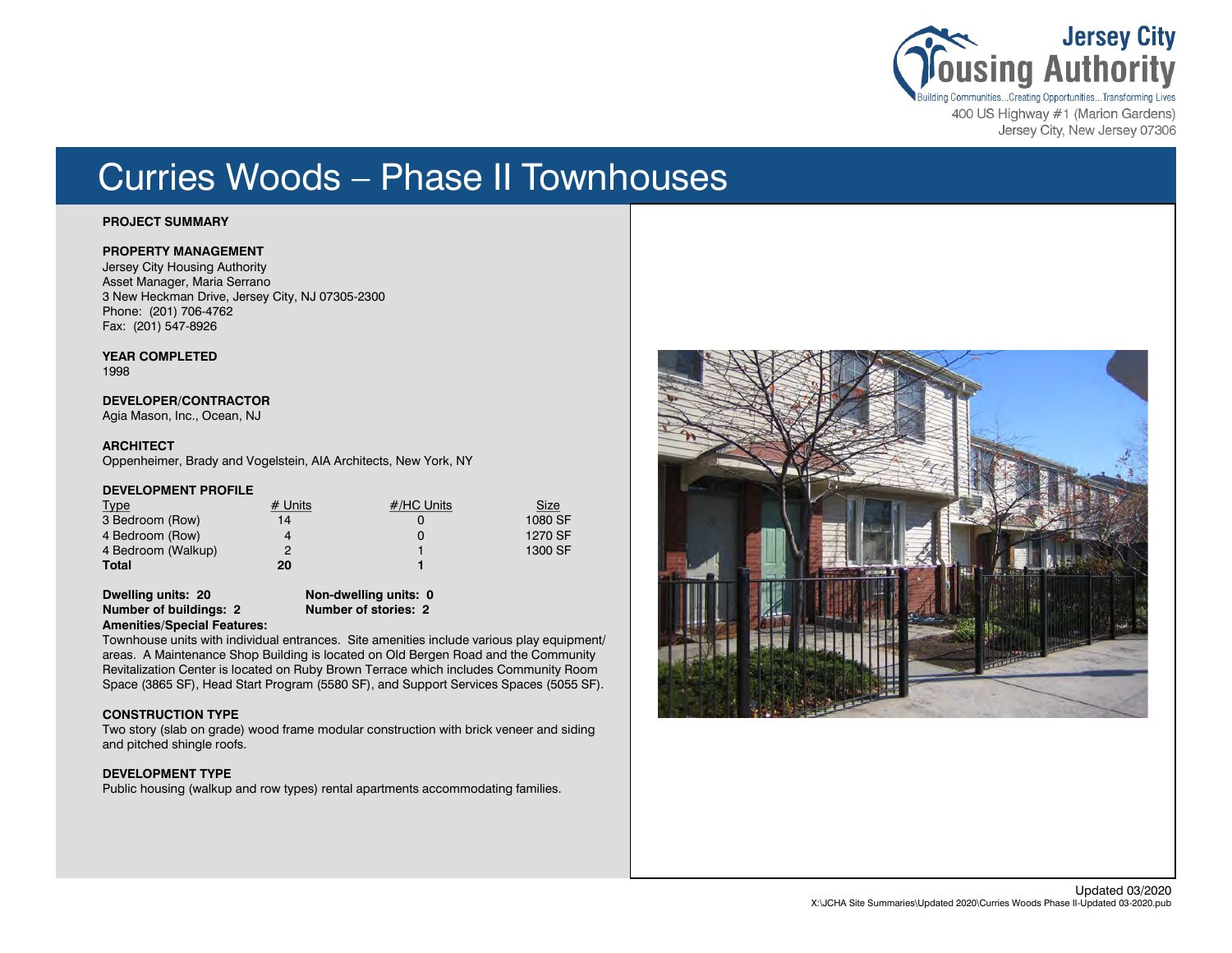Jersey City Housing Authority

Building Communities...Creating Opportunities...Transforming Lives

400 US Highway #1 (Marion Gardens)
Jersey City, New Jersey 07306

# Curries Woods – Phase II Townhouses

**PROJECT SUMMARY**

**PROPERTY MANAGEMENT**
Jersey City Housing Authority
Asset Manager, Maria Serrano
3 New Heckman Drive, Jersey City, NJ 07305-2300
Phone: (201) 706-4762
Fax: (201) 547-8926

**YEAR COMPLETED**
1998

**DEVELOPER/CONTRACTOR**
Agia Mason, Inc., Ocean, NJ

**ARCHITECT**
Oppenheimer, Brady and Vogelstein, AIA Architects, New York, NY

**DEVELOPMENT PROFILE**

| Type | # Units | #/HC Units | Size |
|---|---|---|---|
| 3 Bedroom (Row) | 14 | 0 | 1080 SF |
| 4 Bedroom (Row) | 4 | 0 | 1270 SF |
| 4 Bedroom (Walkup) | 2 | 1 | 1300 SF |
| **Total** | **20** | **1** | |

**Dwelling units: 20** **Non-dwelling units: 0**
**Number of buildings: 2** **Number of stories: 2**

**Amenities/Special Features:**
Townhouse units with individual entrances. Site amenities include various play equipment/areas. A Maintenance Shop Building is located on Old Bergen Road and the Community Revitalization Center is located on Ruby Brown Terrace which includes Community Room Space (3865 SF), Head Start Program (5580 SF), and Support Services Spaces (5055 SF).

**CONSTRUCTION TYPE**
Two story (slab on grade) wood frame modular construction with brick veneer and siding and pitched shingle roofs.

**DEVELOPMENT TYPE**
Public housing (walkup and row types) rental apartments accommodating families.

Updated 03/2020
X:\JCHA Site Summaries\Updated 2020\Curries Woods Phase II-Updated 03-2020.pub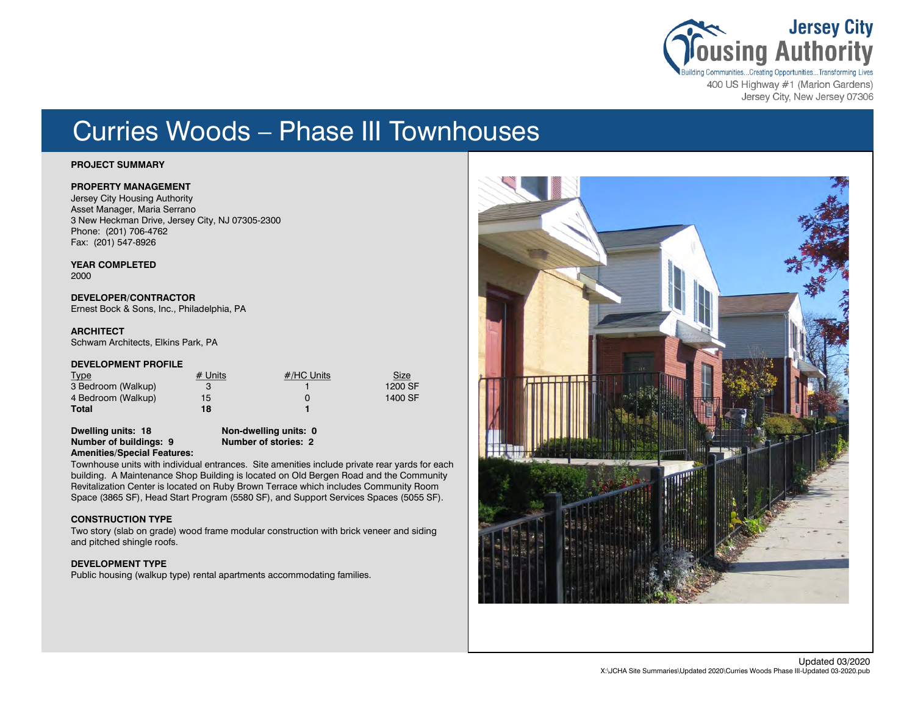Jersey City Housing Authority

Building Communities...Creating Opportunities...Transforming Lives

400 US Highway #1 (Marion Gardens)
Jersey City, New Jersey 07306

# Curries Woods – Phase III Townhouses

**PROJECT SUMMARY**

**PROPERTY MANAGEMENT**
Jersey City Housing Authority
Asset Manager, Maria Serrano
3 New Heckman Drive, Jersey City, NJ 07305-2300
Phone: (201) 706-4762
Fax: (201) 547-8926

**YEAR COMPLETED**
2000

**DEVELOPER/CONTRACTOR**
Ernest Bock & Sons, Inc., Philadelphia, PA

**ARCHITECT**
Schwam Architects, Elkins Park, PA

**DEVELOPMENT PROFILE**

| Type | # Units | #/HC Units | Size |
|---|---|---|---|
| 3 Bedroom (Walkup) | 3 | 1 | 1200 SF |
| 4 Bedroom (Walkup) | 15 | 0 | 1400 SF |
| **Total** | **18** | **1** | |

**Dwelling units: 18** **Non-dwelling units: 0**
**Number of buildings: 9** **Number of stories: 2**

**Amenities/Special Features:**
Townhouse units with individual entrances. Site amenities include private rear yards for each building. A Maintenance Shop Building is located on Old Bergen Road and the Community Revitalization Center is located on Ruby Brown Terrace which includes Community Room Space (3865 SF), Head Start Program (5580 SF), and Support Services Spaces (5055 SF).

**CONSTRUCTION TYPE**
Two story (slab on grade) wood frame modular construction with brick veneer and siding and pitched shingle roofs.

**DEVELOPMENT TYPE**
Public housing (walkup type) rental apartments accommodating families.

Updated 03/2020
X:\JCHA Site Summaries\Updated 2020\Curries Woods Phase III-Updated 03-2020.pub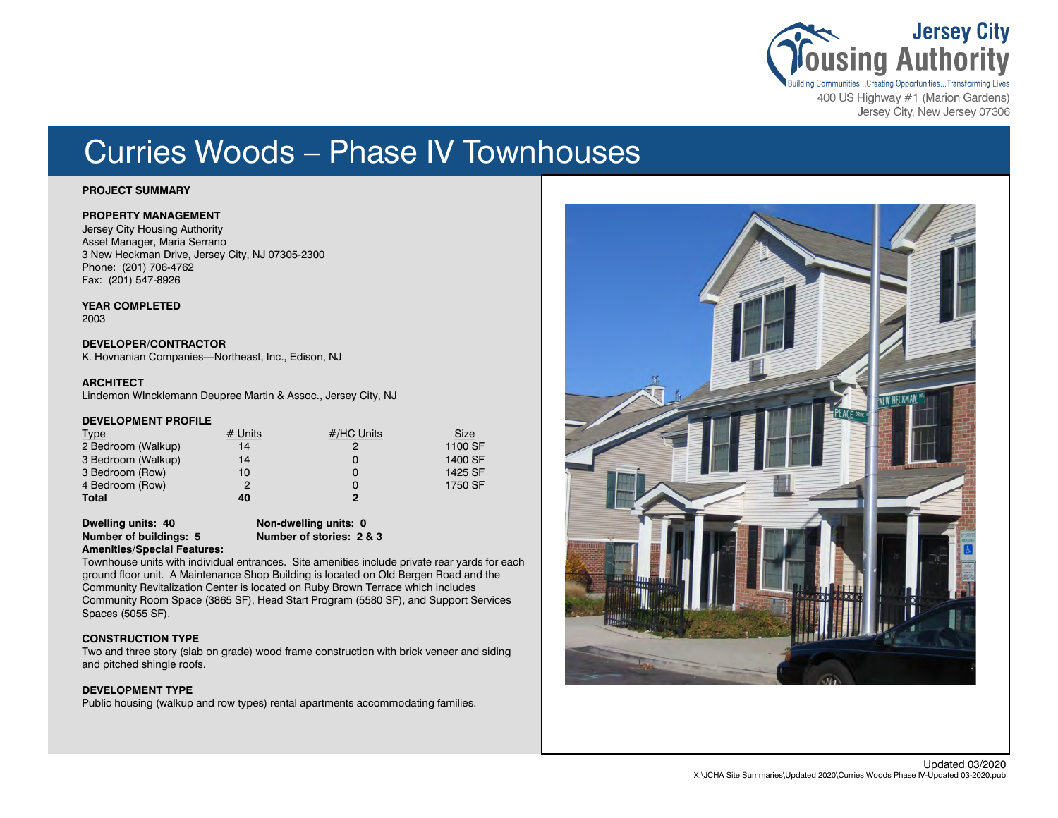Jersey City Housing Authority

Building Communities...Creating Opportunities...Transforming Lives

400 US Highway #1 (Marion Gardens)
Jersey City, New Jersey 07306

# Curries Woods – Phase IV Townhouses

**PROJECT SUMMARY**

**PROPERTY MANAGEMENT**
Jersey City Housing Authority
Asset Manager, Maria Serrano
3 New Heckman Drive, Jersey City, NJ 07305-2300
Phone: (201) 706-4762
Fax: (201) 547-8926

**YEAR COMPLETED**
2003

**DEVELOPER/CONTRACTOR**
K. Hovnanian Companies—Northeast, Inc., Edison, NJ

**ARCHITECT**
Lindemon WIncklemann Deupree Martin & Assoc., Jersey City, NJ

**DEVELOPMENT PROFILE**

| Type | # Units | #/HC Units | Size |
|---|---|---|---|
| 2 Bedroom (Walkup) | 14 | 2 | 1100 SF |
| 3 Bedroom (Walkup) | 14 | 0 | 1400 SF |
| 3 Bedroom (Row) | 10 | 0 | 1425 SF |
| 4 Bedroom (Row) | 2 | 0 | 1750 SF |
| **Total** | **40** | **2** | |

**Dwelling units: 40**
**Non-dwelling units: 0**
**Number of buildings: 5**
**Number of stories: 2 & 3**

**Amenities/Special Features:**
Townhouse units with individual entrances. Site amenities include private rear yards for each ground floor unit. A Maintenance Shop Building is located on Old Bergen Road and the Community Revitalization Center is located on Ruby Brown Terrace which includes Community Room Space (3865 SF), Head Start Program (5580 SF), and Support Services Spaces (5055 SF).

**CONSTRUCTION TYPE**
Two and three story (slab on grade) wood frame construction with brick veneer and siding and pitched shingle roofs.

**DEVELOPMENT TYPE**
Public housing (walkup and row types) rental apartments accommodating families.

Updated 03/2020
X:\JCHA Site Summaries\Updated 2020\Curries Woods Phase IV-Updated 03-2020.pub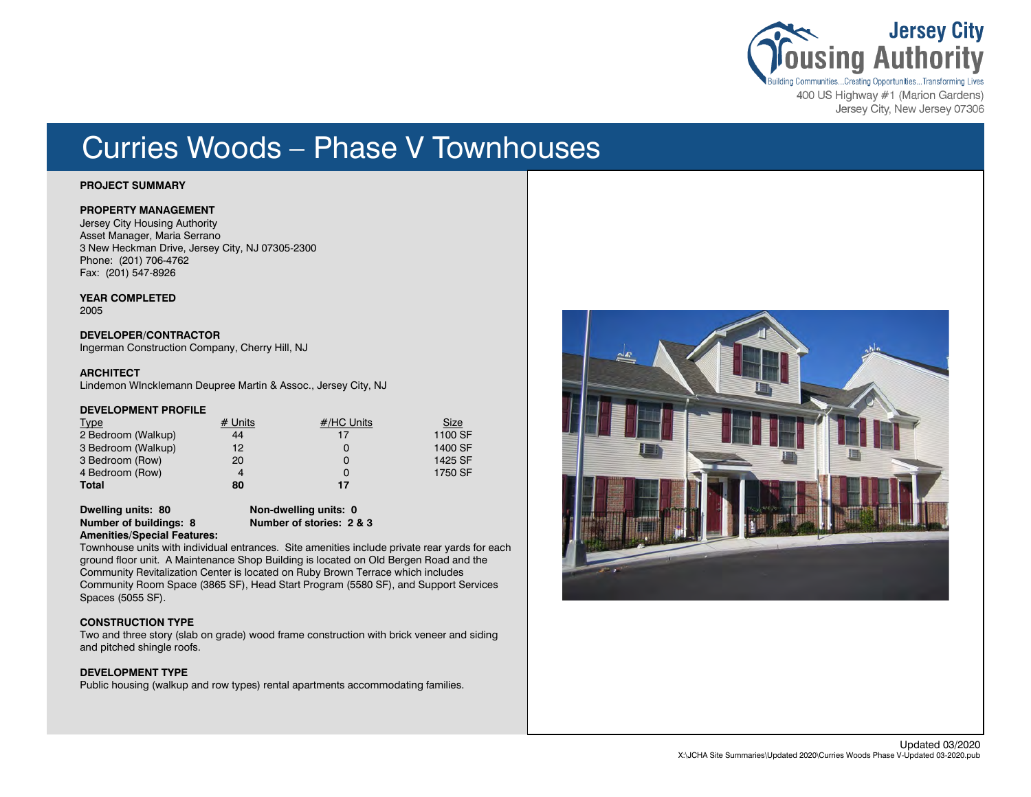Jersey City Housing Authority

Building Communities...Creating Opportunities...Transforming Lives

400 US Highway #1 (Marion Gardens)
Jersey City, New Jersey 07306

# Curries Woods – Phase V Townhouses

**PROJECT SUMMARY**

**PROPERTY MANAGEMENT**
Jersey City Housing Authority
Asset Manager, Maria Serrano
3 New Heckman Drive, Jersey City, NJ 07305-2300
Phone: (201) 706-4762
Fax: (201) 547-8926

**YEAR COMPLETED**
2005

**DEVELOPER/CONTRACTOR**
Ingerman Construction Company, Cherry Hill, NJ

**ARCHITECT**
Lindemon WIncklemann Deupree Martin & Assoc., Jersey City, NJ

**DEVELOPMENT PROFILE**

| Type | # Units | #/HC Units | Size |
|---|---|---|---|
| 2 Bedroom (Walkup) | 44 | 17 | 1100 SF |
| 3 Bedroom (Walkup) | 12 | 0 | 1400 SF |
| 3 Bedroom (Row) | 20 | 0 | 1425 SF |
| 4 Bedroom (Row) | 4 | 0 | 1750 SF |
| **Total** | **80** | **17** | |

**Dwelling units: 80** **Non-dwelling units: 0**
**Number of buildings: 8** **Number of stories: 2 & 3**

**Amenities/Special Features:**
Townhouse units with individual entrances. Site amenities include private rear yards for each ground floor unit. A Maintenance Shop Building is located on Old Bergen Road and the Community Revitalization Center is located on Ruby Brown Terrace which includes Community Room Space (3865 SF), Head Start Program (5580 SF), and Support Services Spaces (5055 SF).

**CONSTRUCTION TYPE**
Two and three story (slab on grade) wood frame construction with brick veneer and siding and pitched shingle roofs.

**DEVELOPMENT TYPE**
Public housing (walkup and row types) rental apartments accommodating families.

Updated 03/2020
X:\JCHA Site Summaries\Updated 2020\Curries Woods Phase V-Updated 03-2020.pub